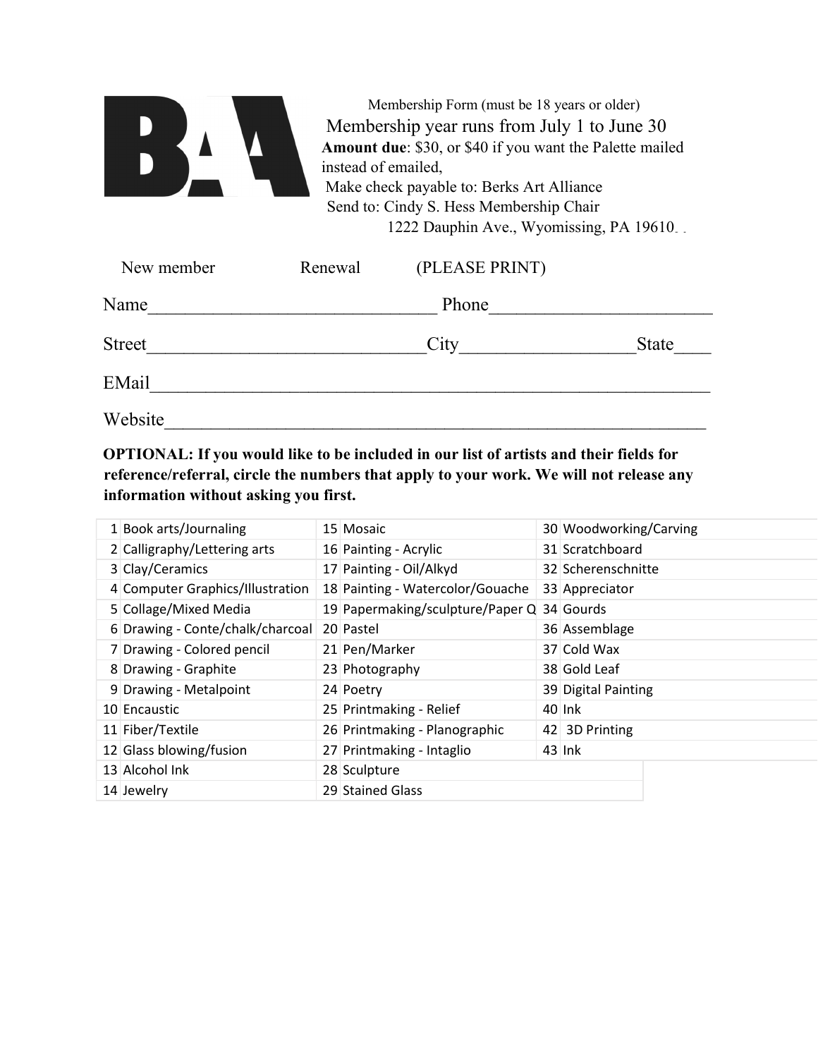**BAA**

Membership Form (must be 18 years or older)

Membership year runs from July 1 to June 30

**Amount due**: $30, or $40 if you want the Palette mailed instead of emailed,

Make check payable to: Berks Art Alliance

Send to: Cindy S. Hess Membership Chair

1222 Dauphin Ave., Wyomissing, PA 19610

New member Renewal (PLEASE PRINT)

Name_______________________________ Phone________________________

Street______________________________City__________________State____

EMail_____________________________________________________________

Website___________________________________________________________

**OPTIONAL: If you would like to be included in our list of artists and their fields for reference/referral, circle the numbers that apply to your work. We will not release any information without asking you first.**

| | | | | | |
|---|---|---|---|---|---|
| 1 | Book arts/Journaling | 15 | Mosaic | 30 | Woodworking/Carving |
| 2 | Calligraphy/Lettering arts | 16 | Painting - Acrylic | 31 | Scratchboard |
| 3 | Clay/Ceramics | 17 | Painting - Oil/Alkyd | 32 | Scherenschnitte |
| 4 | Computer Graphics/Illustration | 18 | Painting - Watercolor/Gouache | 33 | Appreciator |
| 5 | Collage/Mixed Media | 19 | Papermaking/sculpture/Paper Q | 34 | Gourds |
| 6 | Drawing - Conte/chalk/charcoal | 20 | Pastel | 36 | Assemblage |
| 7 | Drawing - Colored pencil | 21 | Pen/Marker | 37 | Cold Wax |
| 8 | Drawing - Graphite | 23 | Photography | 38 | Gold Leaf |
| 9 | Drawing - Metalpoint | 24 | Poetry | 39 | Digital Painting |
| 10 | Encaustic | 25 | Printmaking - Relief | 40 | Ink |
| 11 | Fiber/Textile | 26 | Printmaking - Planographic | 42 | 3D Printing |
| 12 | Glass blowing/fusion | 27 | Printmaking - Intaglio | 43 | Ink |
| 13 | Alcohol Ink | 28 | Sculpture | | |
| 14 | Jewelry | 29 | Stained Glass | | |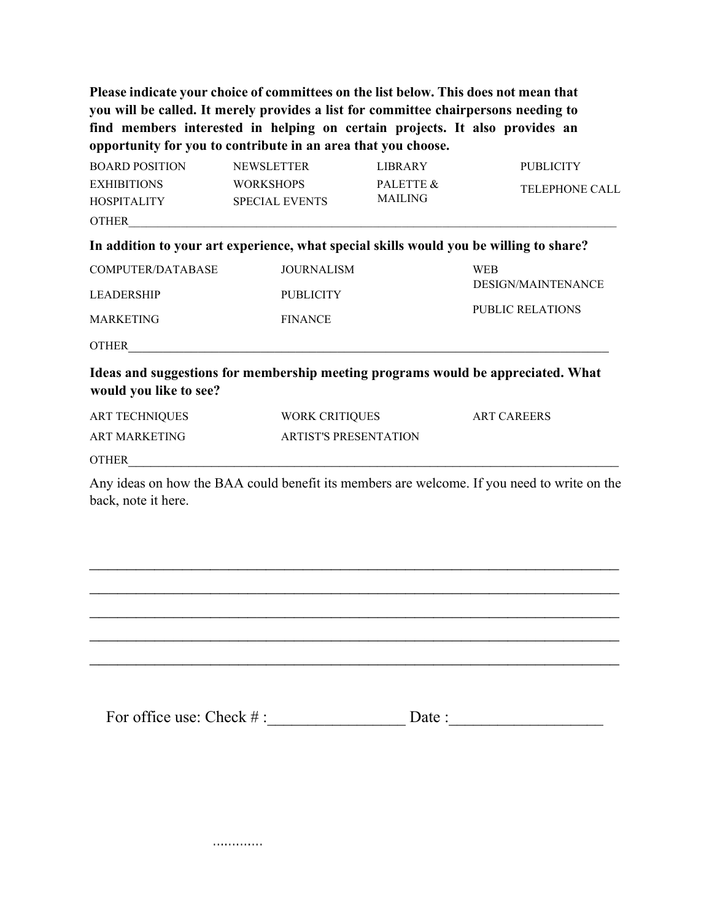**Please indicate your choice of committees on the list below. This does not mean that you will be called. It merely provides a list for committee chairpersons needing to find members interested in helping on certain projects. It also provides an opportunity for you to contribute in an area that you choose.**

| | | | |
|---|---|---|---|
| BOARD POSITION | NEWSLETTER | LIBRARY | PUBLICITY |
| EXHIBITIONS | WORKSHOPS | PALETTE & MAILING | TELEPHONE CALL |
| HOSPITALITY | SPECIAL EVENTS | | |

OTHER_______________________________________________________________________________

**In addition to your art experience, what special skills would you be willing to share?**

| | | |
|---|---|---|
| COMPUTER/DATABASE | JOURNALISM | WEB DESIGN/MAINTENANCE |
| LEADERSHIP | PUBLICITY | PUBLIC RELATIONS |
| MARKETING | FINANCE | |

OTHER_______________________________________________________________________________

**Ideas and suggestions for membership meeting programs would be appreciated. What would you like to see?**

| | | |
|---|---|---|
| ART TECHNIQUES | WORK CRITIQUES | ART CAREERS |
| ART MARKETING | ARTIST'S PRESENTATION | |

OTHER_______________________________________________________________________________

Any ideas on how the BAA could benefit its members are welcome. If you need to write on the back, note it here.

_______________________________________________________________________________

_______________________________________________________________________________

_______________________________________________________________________________

_______________________________________________________________________________

_______________________________________________________________________________

For office use: Check # :_________________ Date :___________________

............